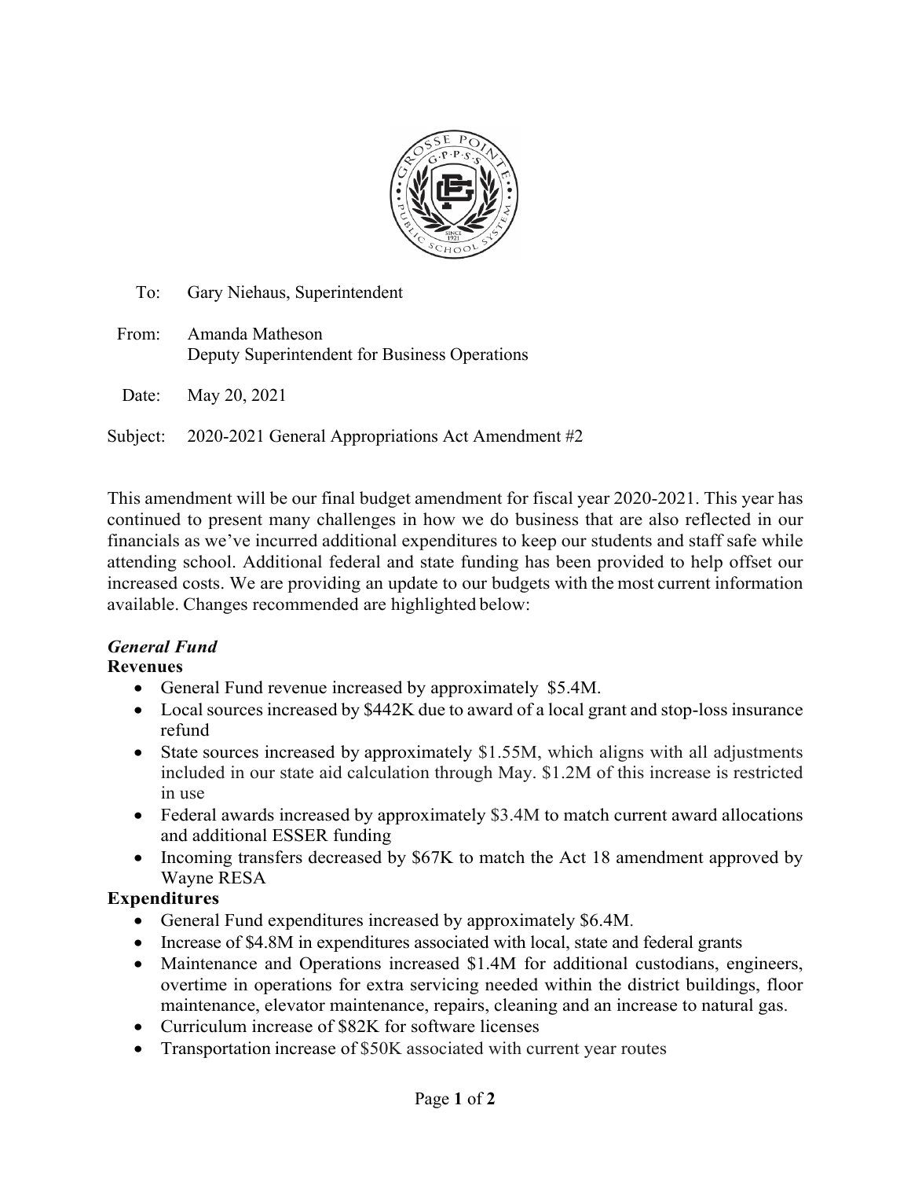To: Gary Niehaus, Superintendent

From: Amanda Matheson
Deputy Superintendent for Business Operations

Date: May 20, 2021

Subject: 2020-2021 General Appropriations Act Amendment #2

This amendment will be our final budget amendment for fiscal year 2020-2021. This year has continued to present many challenges in how we do business that are also reflected in our financials as we've incurred additional expenditures to keep our students and staff safe while attending school. Additional federal and state funding has been provided to help offset our increased costs. We are providing an update to our budgets with the most current information available. Changes recommended are highlighted below:

***General Fund***

**Revenues**

- General Fund revenue increased by approximately $5.4M.
- Local sources increased by $442K due to award of a local grant and stop-loss insurance refund
- State sources increased by approximately $1.55M, which aligns with all adjustments included in our state aid calculation through May. $1.2M of this increase is restricted in use
- Federal awards increased by approximately $3.4M to match current award allocations and additional ESSER funding
- Incoming transfers decreased by $67K to match the Act 18 amendment approved by Wayne RESA

**Expenditures**

- General Fund expenditures increased by approximately $6.4M.
- Increase of $4.8M in expenditures associated with local, state and federal grants
- Maintenance and Operations increased $1.4M for additional custodians, engineers, overtime in operations for extra servicing needed within the district buildings, floor maintenance, elevator maintenance, repairs, cleaning and an increase to natural gas.
- Curriculum increase of $82K for software licenses
- Transportation increase of $50K associated with current year routes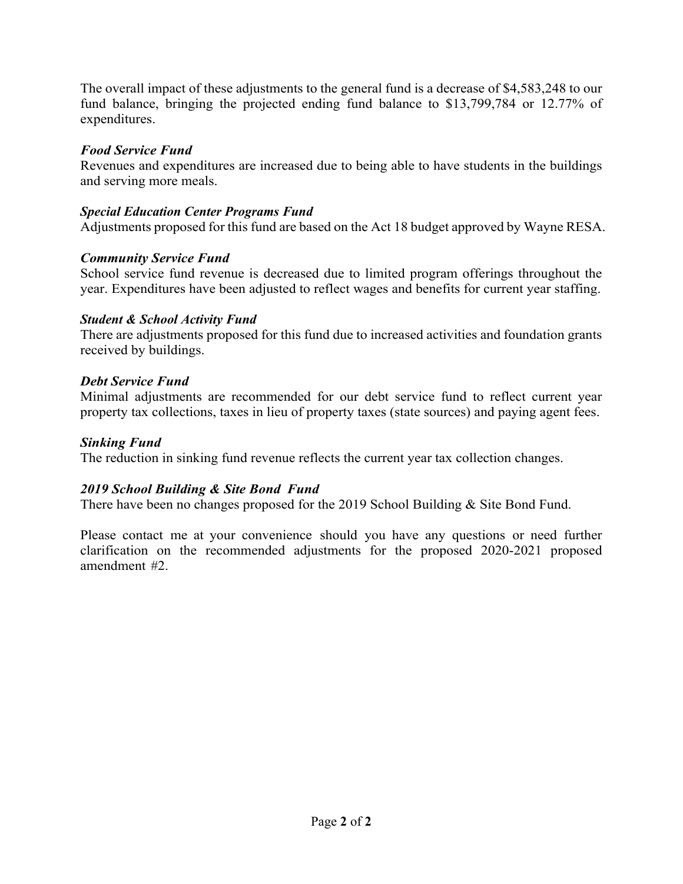The overall impact of these adjustments to the general fund is a decrease of $4,583,248 to our fund balance, bringing the projected ending fund balance to $13,799,784 or 12.77% of expenditures.

***Food Service Fund***

Revenues and expenditures are increased due to being able to have students in the buildings and serving more meals.

***Special Education Center Programs Fund***

Adjustments proposed for this fund are based on the Act 18 budget approved by Wayne RESA.

***Community Service Fund***

School service fund revenue is decreased due to limited program offerings throughout the year. Expenditures have been adjusted to reflect wages and benefits for current year staffing.

***Student & School Activity Fund***

There are adjustments proposed for this fund due to increased activities and foundation grants received by buildings.

***Debt Service Fund***

Minimal adjustments are recommended for our debt service fund to reflect current year property tax collections, taxes in lieu of property taxes (state sources) and paying agent fees.

***Sinking Fund***

The reduction in sinking fund revenue reflects the current year tax collection changes.

***2019 School Building & Site Bond Fund***

There have been no changes proposed for the 2019 School Building & Site Bond Fund.

Please contact me at your convenience should you have any questions or need further clarification on the recommended adjustments for the proposed 2020-2021 proposed amendment #2.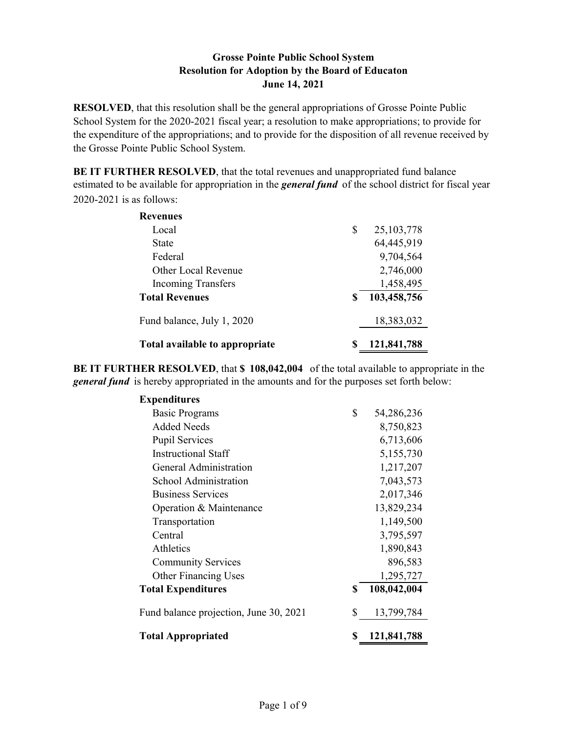**Grosse Pointe Public School System**
**Resolution for Adoption by the Board of Educaton**
**June 14, 2021**

**RESOLVED**, that this resolution shall be the general appropriations of Grosse Pointe Public School System for the 2020-2021 fiscal year; a resolution to make appropriations; to provide for the expenditure of the appropriations; and to provide for the disposition of all revenue received by the Grosse Pointe Public School System.

**BE IT FURTHER RESOLVED**, that the total revenues and unappropriated fund balance estimated to be available for appropriation in the ***general fund*** of the school district for fiscal year 2020-2021 is as follows:

| | | |
|---|---|---|
| **Revenues** | | |
| Local | $ | 25,103,778 |
| State | | 64,445,919 |
| Federal | | 9,704,564 |
| Other Local Revenue | | 2,746,000 |
| Incoming Transfers | | 1,458,495 |
| **Total Revenues** | **$** | **103,458,756** |
| Fund balance, July 1, 2020 | | 18,383,032 |
| **Total available to appropriate** | **$** | **121,841,788** |

**BE IT FURTHER RESOLVED**, that **$ 108,042,004** of the total available to appropriate in the ***general fund*** is hereby appropriated in the amounts and for the purposes set forth below:

| | | |
|---|---|---|
| **Expenditures** | | |
| Basic Programs | $ | 54,286,236 |
| Added Needs | | 8,750,823 |
| Pupil Services | | 6,713,606 |
| Instructional Staff | | 5,155,730 |
| General Administration | | 1,217,207 |
| School Administration | | 7,043,573 |
| Business Services | | 2,017,346 |
| Operation & Maintenance | | 13,829,234 |
| Transportation | | 1,149,500 |
| Central | | 3,795,597 |
| Athletics | | 1,890,843 |
| Community Services | | 896,583 |
| Other Financing Uses | | 1,295,727 |
| **Total Expenditures** | **$** | **108,042,004** |
| Fund balance projection, June 30, 2021 | $ | 13,799,784 |
| **Total Appropriated** | **$** | **121,841,788** |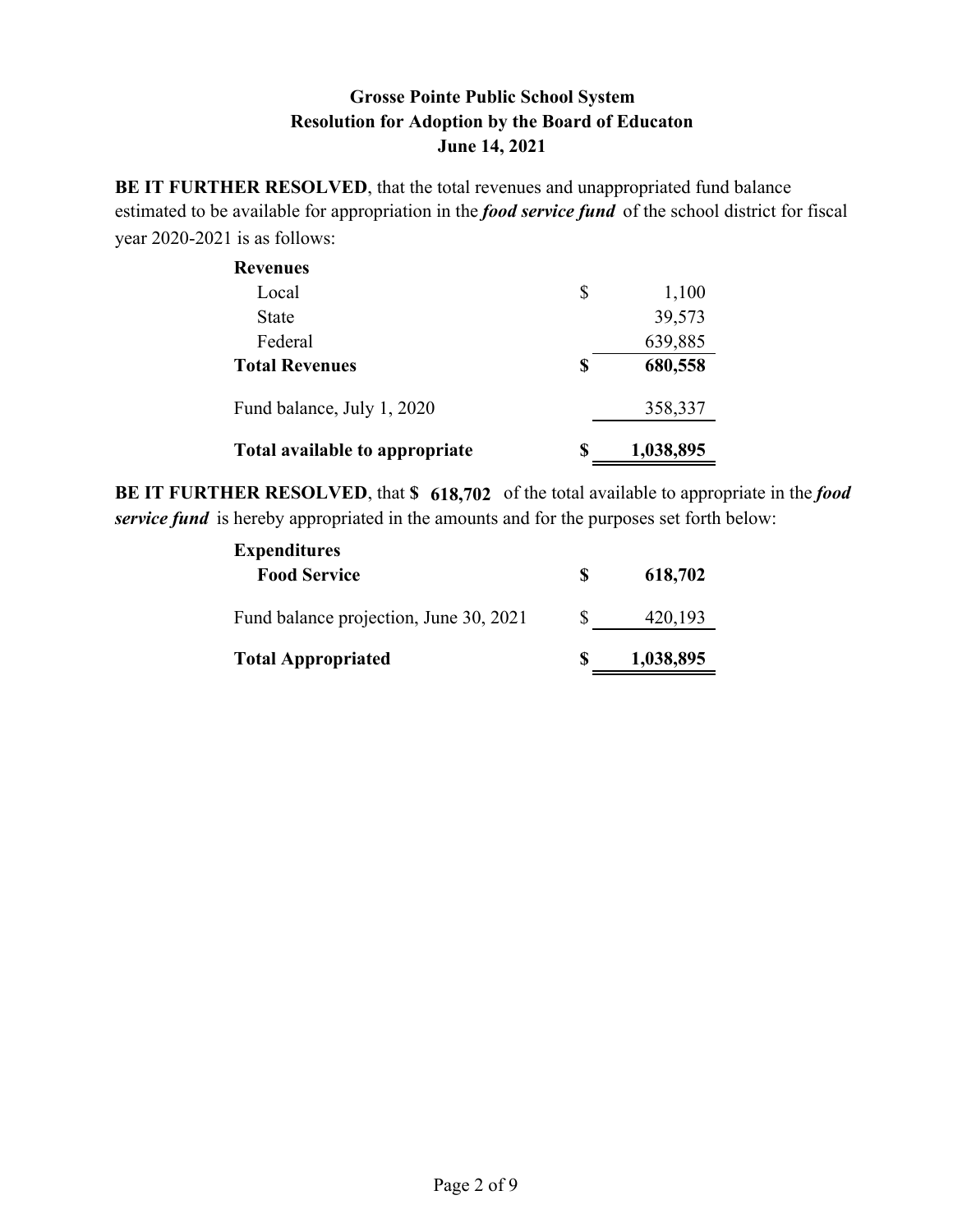**Grosse Pointe Public School System**
**Resolution for Adoption by the Board of Educaton**
**June 14, 2021**

**BE IT FURTHER RESOLVED**, that the total revenues and unappropriated fund balance estimated to be available for appropriation in the ***food service fund*** of the school district for fiscal year 2020-2021 is as follows:

| | | |
|---|---|---|
| **Revenues** | | |
| Local | $ | 1,100 |
| State | | 39,573 |
| Federal | | 639,885 |
| **Total Revenues** | **$** | **680,558** |
| Fund balance, July 1, 2020 | | 358,337 |
| **Total available to appropriate** | **$** | **1,038,895** |

**BE IT FURTHER RESOLVED**, that **$ 618,702** of the total available to appropriate in the ***food service fund*** is hereby appropriated in the amounts and for the purposes set forth below:

| | | |
|---|---|---|
| **Expenditures** | | |
| **Food Service** | **$** | **618,702** |
| Fund balance projection, June 30, 2021 | $ | 420,193 |
| **Total Appropriated** | **$** | **1,038,895** |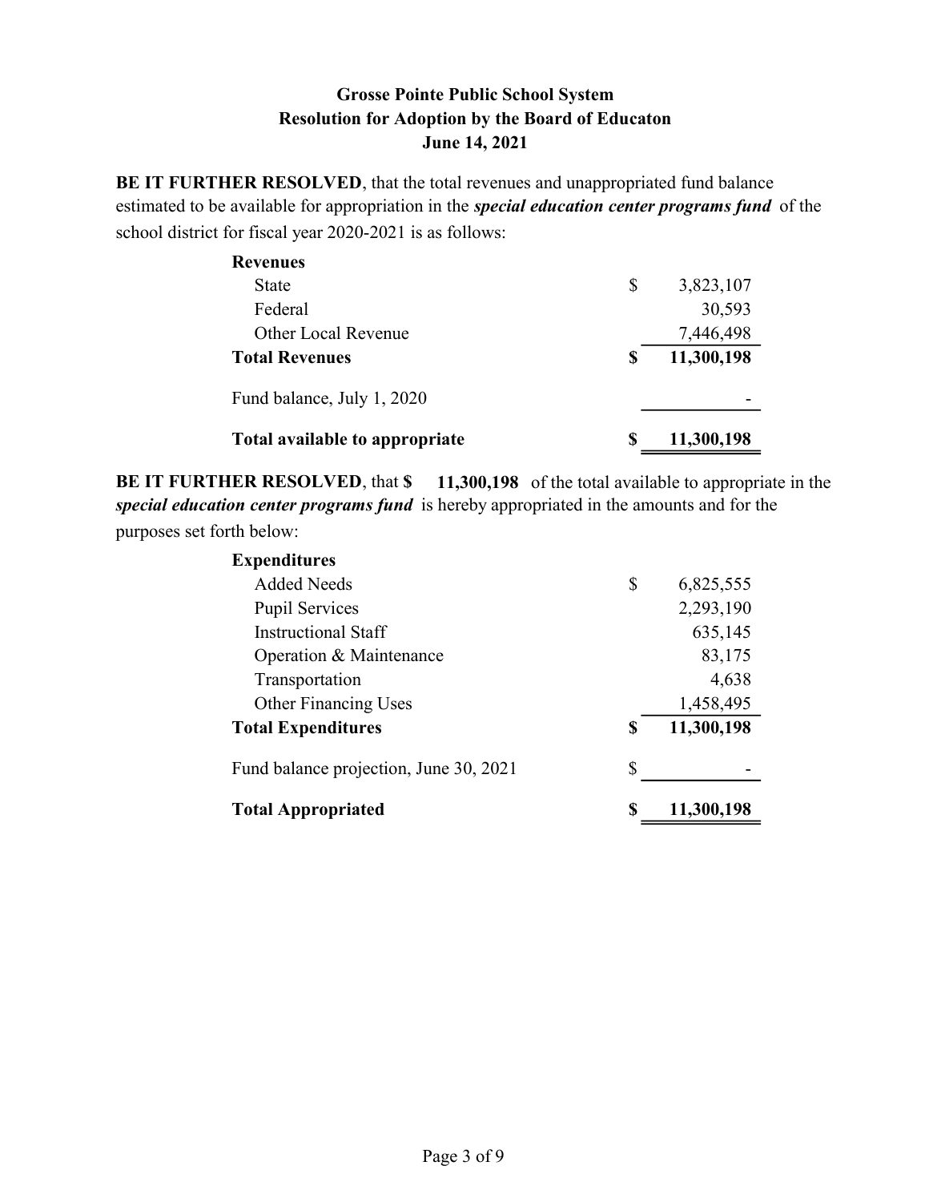**Grosse Pointe Public School System**
**Resolution for Adoption by the Board of Educaton**
**June 14, 2021**

**BE IT FURTHER RESOLVED**, that the total revenues and unappropriated fund balance estimated to be available for appropriation in the ***special education center programs fund*** of the school district for fiscal year 2020-2021 is as follows:

| | | |
|---|---|---|
| **Revenues** | | |
| State | $ | 3,823,107 |
| Federal | | 30,593 |
| Other Local Revenue | | 7,446,498 |
| **Total Revenues** | **$** | **11,300,198** |
| Fund balance, July 1, 2020 | | - |
| **Total available to appropriate** | **$** | **11,300,198** |

**BE IT FURTHER RESOLVED**, that **$ 11,300,198** of the total available to appropriate in the ***special education center programs fund*** is hereby appropriated in the amounts and for the purposes set forth below:

| | | |
|---|---|---|
| **Expenditures** | | |
| Added Needs | $ | 6,825,555 |
| Pupil Services | | 2,293,190 |
| Instructional Staff | | 635,145 |
| Operation & Maintenance | | 83,175 |
| Transportation | | 4,638 |
| Other Financing Uses | | 1,458,495 |
| **Total Expenditures** | **$** | **11,300,198** |
| Fund balance projection, June 30, 2021 | $ | - |
| **Total Appropriated** | **$** | **11,300,198** |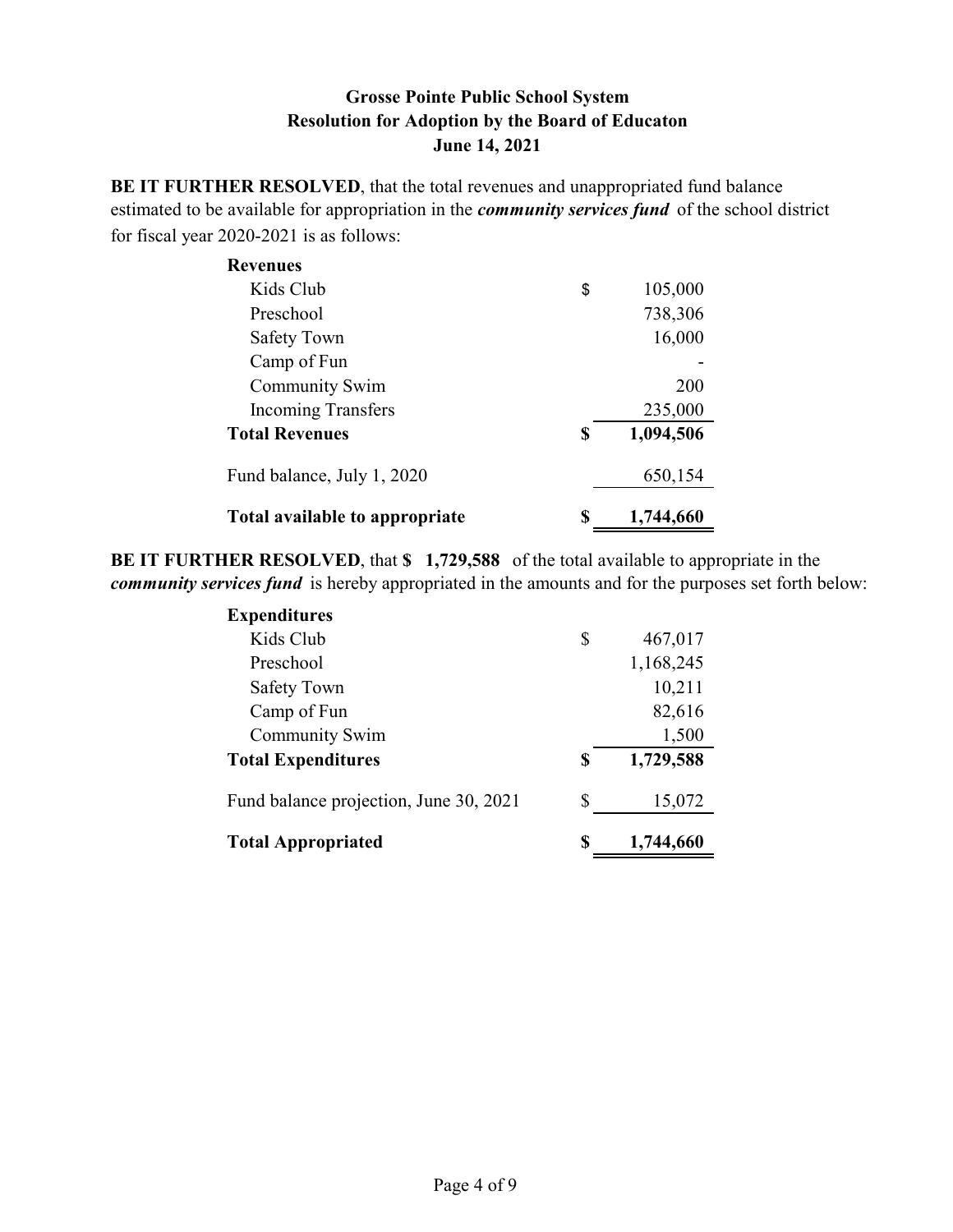**Grosse Pointe Public School System**
**Resolution for Adoption by the Board of Educaton**
**June 14, 2021**

**BE IT FURTHER RESOLVED**, that the total revenues and unappropriated fund balance estimated to be available for appropriation in the ***community services fund*** of the school district for fiscal year 2020-2021 is as follows:

| **Revenues** | | |
|---|---|---|
| Kids Club | $ | 105,000 |
| Preschool | | 738,306 |
| Safety Town | | 16,000 |
| Camp of Fun | | - |
| Community Swim | | 200 |
| Incoming Transfers | | 235,000 |
| **Total Revenues** | **$** | **1,094,506** |
| Fund balance, July 1, 2020 | | 650,154 |
| **Total available to appropriate** | **$** | **1,744,660** |

**BE IT FURTHER RESOLVED**, that **$ 1,729,588** of the total available to appropriate in the ***community services fund*** is hereby appropriated in the amounts and for the purposes set forth below:

| **Expenditures** | | |
|---|---|---|
| Kids Club | $ | 467,017 |
| Preschool | | 1,168,245 |
| Safety Town | | 10,211 |
| Camp of Fun | | 82,616 |
| Community Swim | | 1,500 |
| **Total Expenditures** | **$** | **1,729,588** |
| Fund balance projection, June 30, 2021 | $ | 15,072 |
| **Total Appropriated** | **$** | **1,744,660** |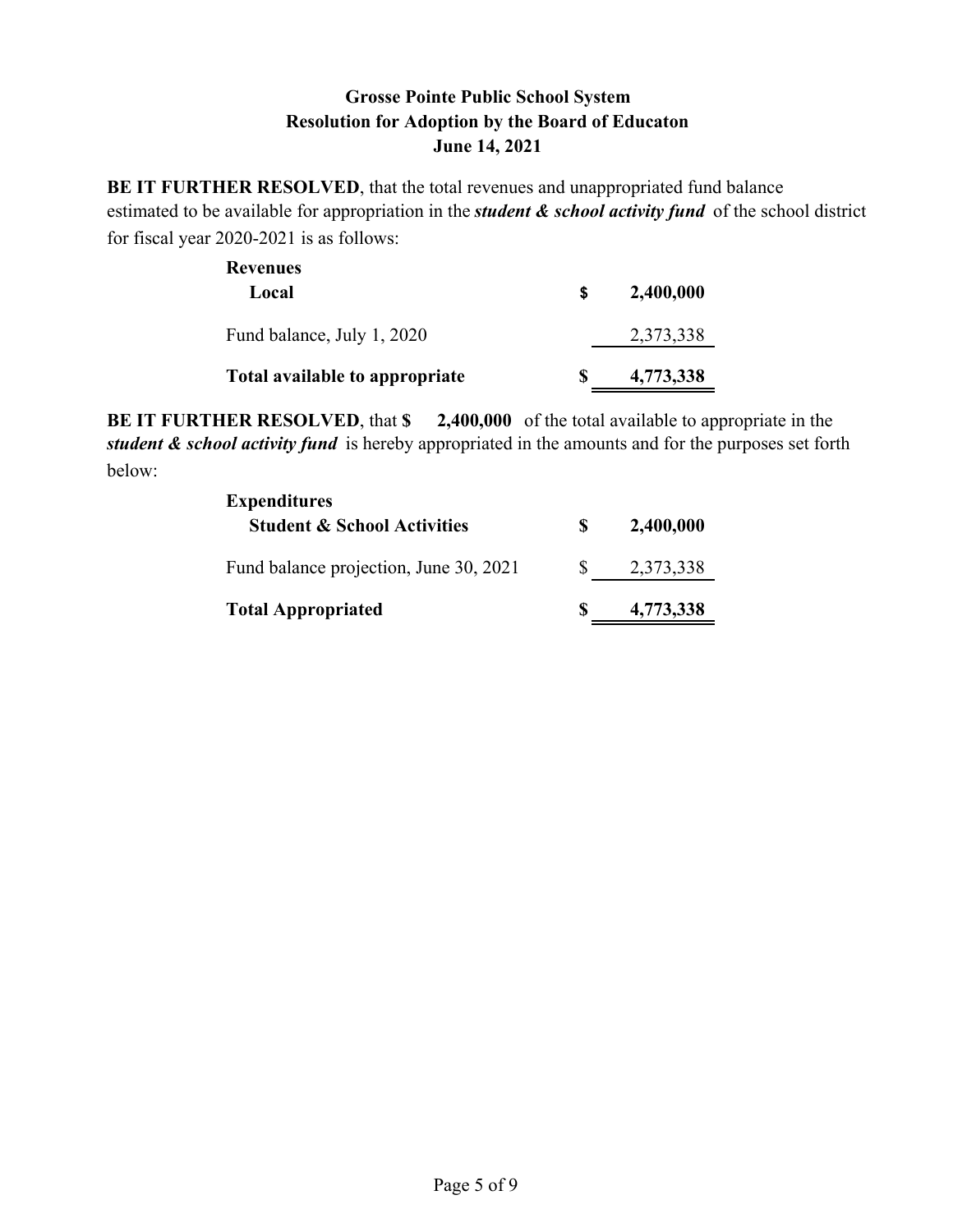**Grosse Pointe Public School System**
**Resolution for Adoption by the Board of Educaton**
**June 14, 2021**

**BE IT FURTHER RESOLVED**, that the total revenues and unappropriated fund balance estimated to be available for appropriation in the ***student & school activity fund*** of the school district for fiscal year 2020-2021 is as follows:

| | | |
|---|---|---|
| **Revenues** | | |
| **Local** | **$** | **2,400,000** |
| Fund balance, July 1, 2020 | | 2,373,338 |
| **Total available to appropriate** | **$** | **4,773,338** |

**BE IT FURTHER RESOLVED**, that **$ 2,400,000** of the total available to appropriate in the ***student & school activity fund*** is hereby appropriated in the amounts and for the purposes set forth below:

| | | |
|---|---|---|
| **Expenditures** | | |
| **Student & School Activities** | **$** | **2,400,000** |
| Fund balance projection, June 30, 2021 | $ | 2,373,338 |
| **Total Appropriated** | **$** | **4,773,338** |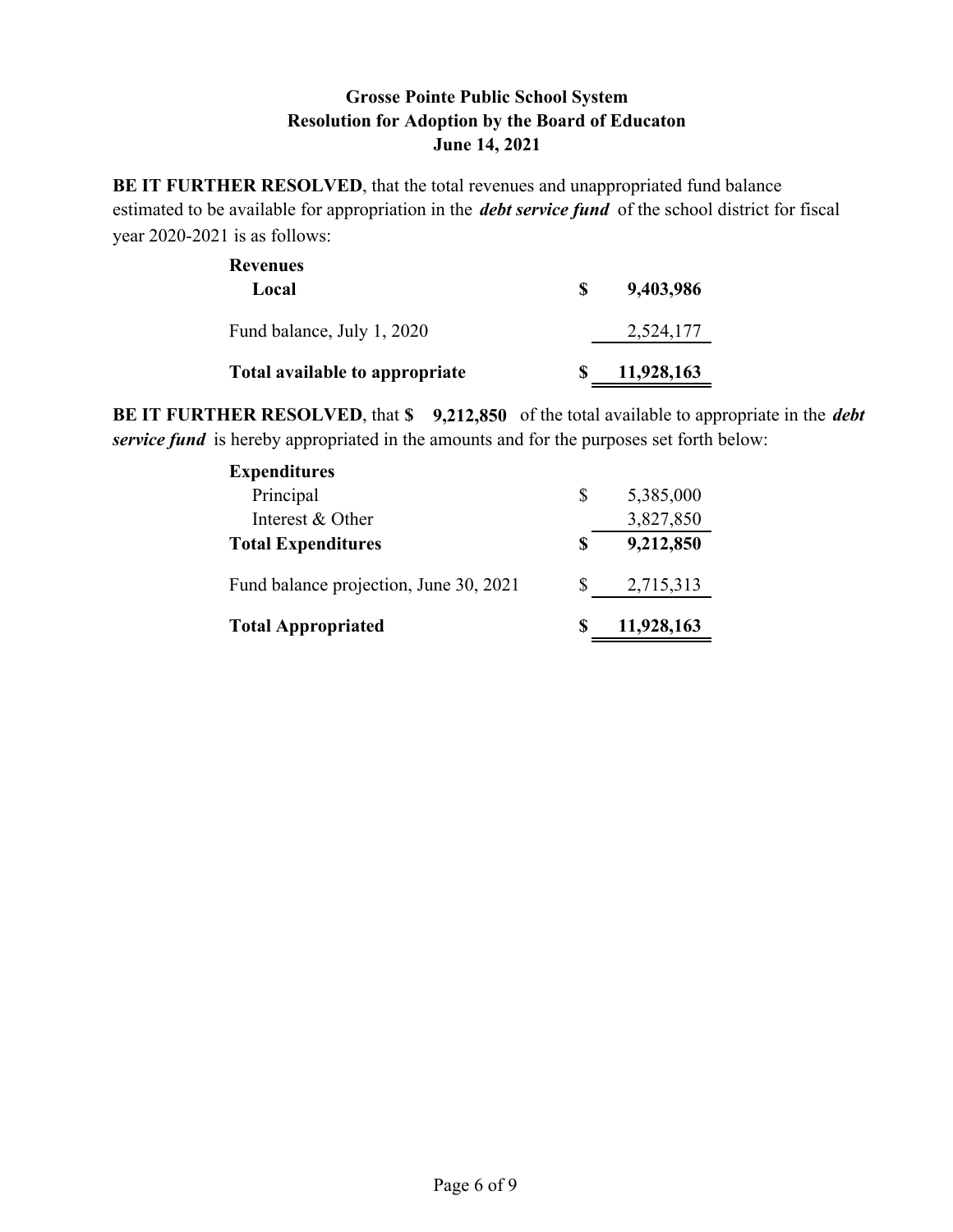**Grosse Pointe Public School System**
**Resolution for Adoption by the Board of Educaton**
**June 14, 2021**

**BE IT FURTHER RESOLVED**, that the total revenues and unappropriated fund balance estimated to be available for appropriation in the ***debt service fund*** of the school district for fiscal year 2020-2021 is as follows:

| | | |
|---|---|---|
| **Revenues** | | |
| **Local** | **$** | **9,403,986** |
| Fund balance, July 1, 2020 | | 2,524,177 |
| **Total available to appropriate** | **$** | **11,928,163** |

**BE IT FURTHER RESOLVED**, that **$ 9,212,850** of the total available to appropriate in the ***debt service fund*** is hereby appropriated in the amounts and for the purposes set forth below:

| | | |
|---|---|---|
| **Expenditures** | | |
| Principal | $ | 5,385,000 |
| Interest & Other | | 3,827,850 |
| **Total Expenditures** | **$** | **9,212,850** |
| Fund balance projection, June 30, 2021 | $ | 2,715,313 |
| **Total Appropriated** | **$** | **11,928,163** |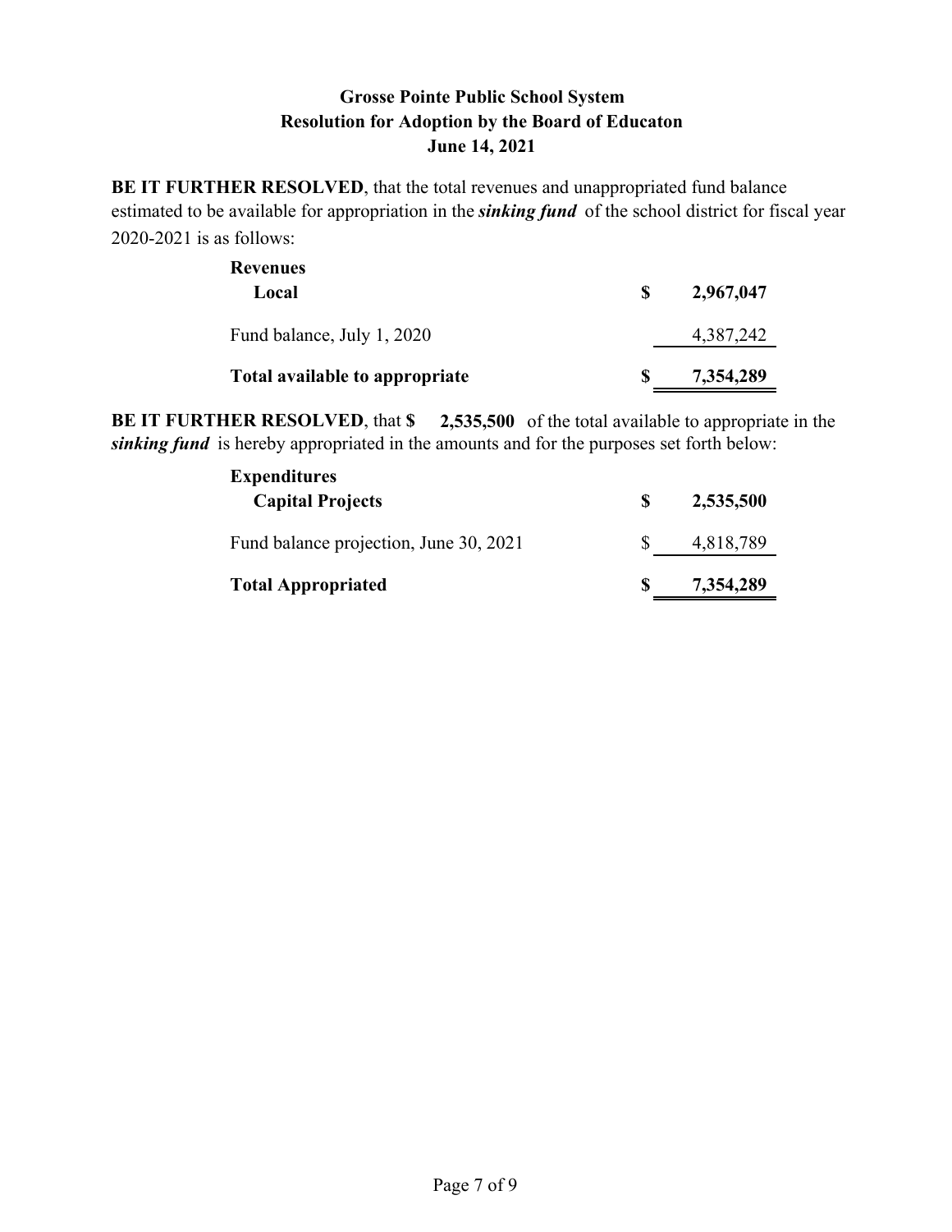**Grosse Pointe Public School System**
**Resolution for Adoption by the Board of Educaton**
**June 14, 2021**

**BE IT FURTHER RESOLVED**, that the total revenues and unappropriated fund balance estimated to be available for appropriation in the ***sinking fund*** of the school district for fiscal year 2020-2021 is as follows:

| | | |
|---|---|---|
| **Revenues** | | |
| **Local** | **$** | **2,967,047** |
| Fund balance, July 1, 2020 | | 4,387,242 |
| **Total available to appropriate** | **$** | **7,354,289** |

**BE IT FURTHER RESOLVED**, that **$ 2,535,500** of the total available to appropriate in the ***sinking fund*** is hereby appropriated in the amounts and for the purposes set forth below:

| | | |
|---|---|---|
| **Expenditures** | | |
| **Capital Projects** | **$** | **2,535,500** |
| Fund balance projection, June 30, 2021 | $ | 4,818,789 |
| **Total Appropriated** | **$** | **7,354,289** |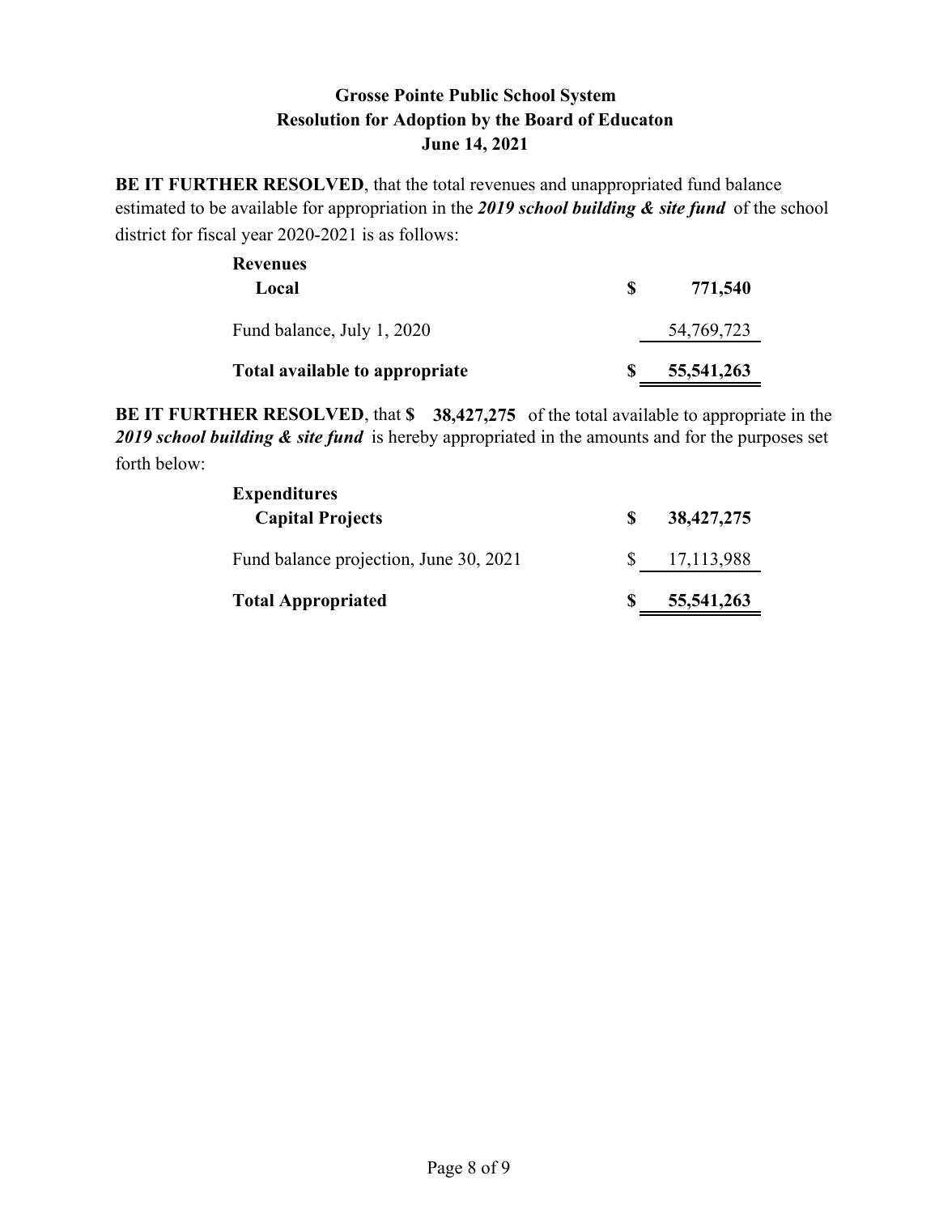**Grosse Pointe Public School System**
**Resolution for Adoption by the Board of Educaton**
**June 14, 2021**

**BE IT FURTHER RESOLVED**, that the total revenues and unappropriated fund balance estimated to be available for appropriation in the ***2019 school building & site fund*** of the school district for fiscal year 2020-2021 is as follows:

| | | |
|---|---|---|
| **Revenues** | | |
| **Local** | **$** | **771,540** |
| Fund balance, July 1, 2020 | | 54,769,723 |
| **Total available to appropriate** | **$** | **55,541,263** |

**BE IT FURTHER RESOLVED**, that **$ 38,427,275** of the total available to appropriate in the ***2019 school building & site fund*** is hereby appropriated in the amounts and for the purposes set forth below:

| | | |
|---|---|---|
| **Expenditures** | | |
| **Capital Projects** | **$** | **38,427,275** |
| Fund balance projection, June 30, 2021 | $ | 17,113,988 |
| **Total Appropriated** | **$** | **55,541,263** |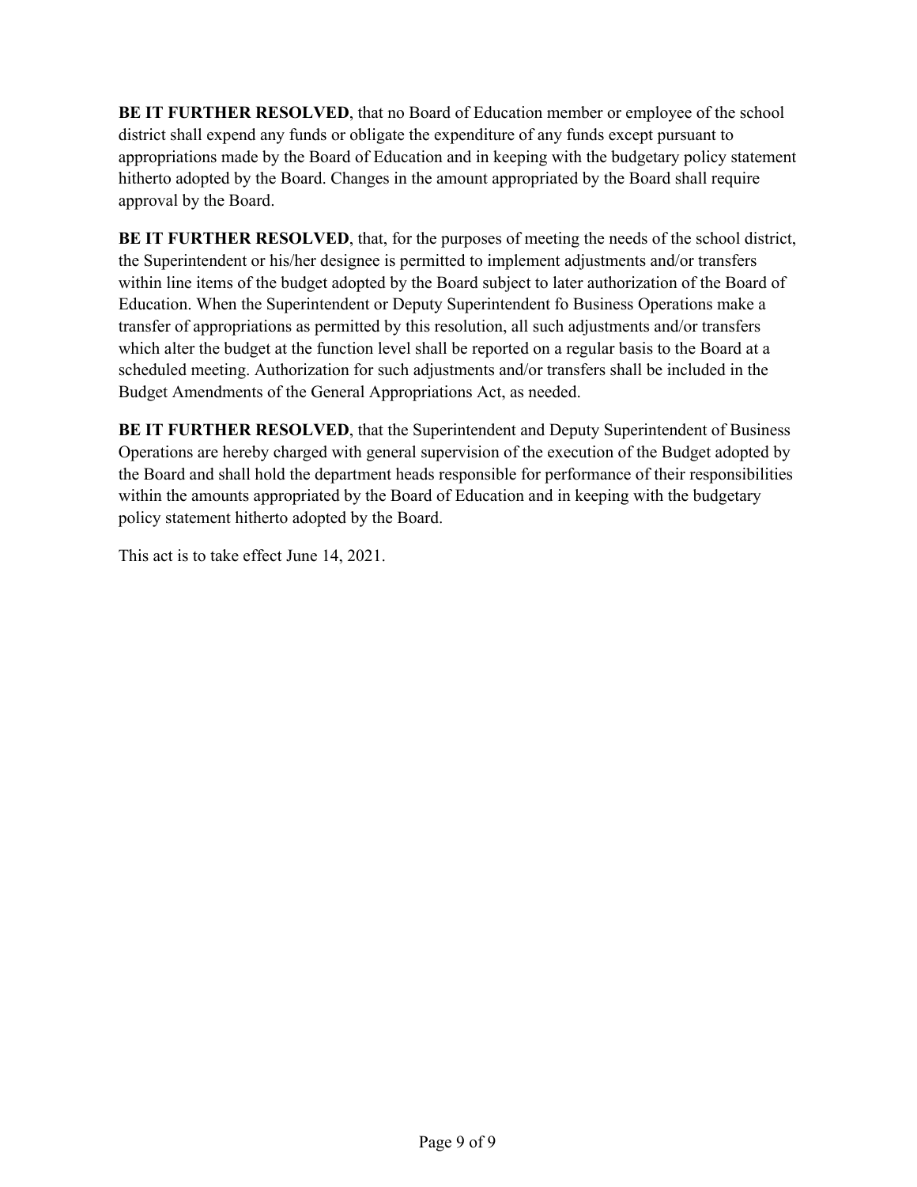**BE IT FURTHER RESOLVED**, that no Board of Education member or employee of the school district shall expend any funds or obligate the expenditure of any funds except pursuant to appropriations made by the Board of Education and in keeping with the budgetary policy statement hitherto adopted by the Board. Changes in the amount appropriated by the Board shall require approval by the Board.

**BE IT FURTHER RESOLVED**, that, for the purposes of meeting the needs of the school district, the Superintendent or his/her designee is permitted to implement adjustments and/or transfers within line items of the budget adopted by the Board subject to later authorization of the Board of Education. When the Superintendent or Deputy Superintendent fo Business Operations make a transfer of appropriations as permitted by this resolution, all such adjustments and/or transfers which alter the budget at the function level shall be reported on a regular basis to the Board at a scheduled meeting. Authorization for such adjustments and/or transfers shall be included in the Budget Amendments of the General Appropriations Act, as needed.

**BE IT FURTHER RESOLVED**, that the Superintendent and Deputy Superintendent of Business Operations are hereby charged with general supervision of the execution of the Budget adopted by the Board and shall hold the department heads responsible for performance of their responsibilities within the amounts appropriated by the Board of Education and in keeping with the budgetary policy statement hitherto adopted by the Board.

This act is to take effect June 14, 2021.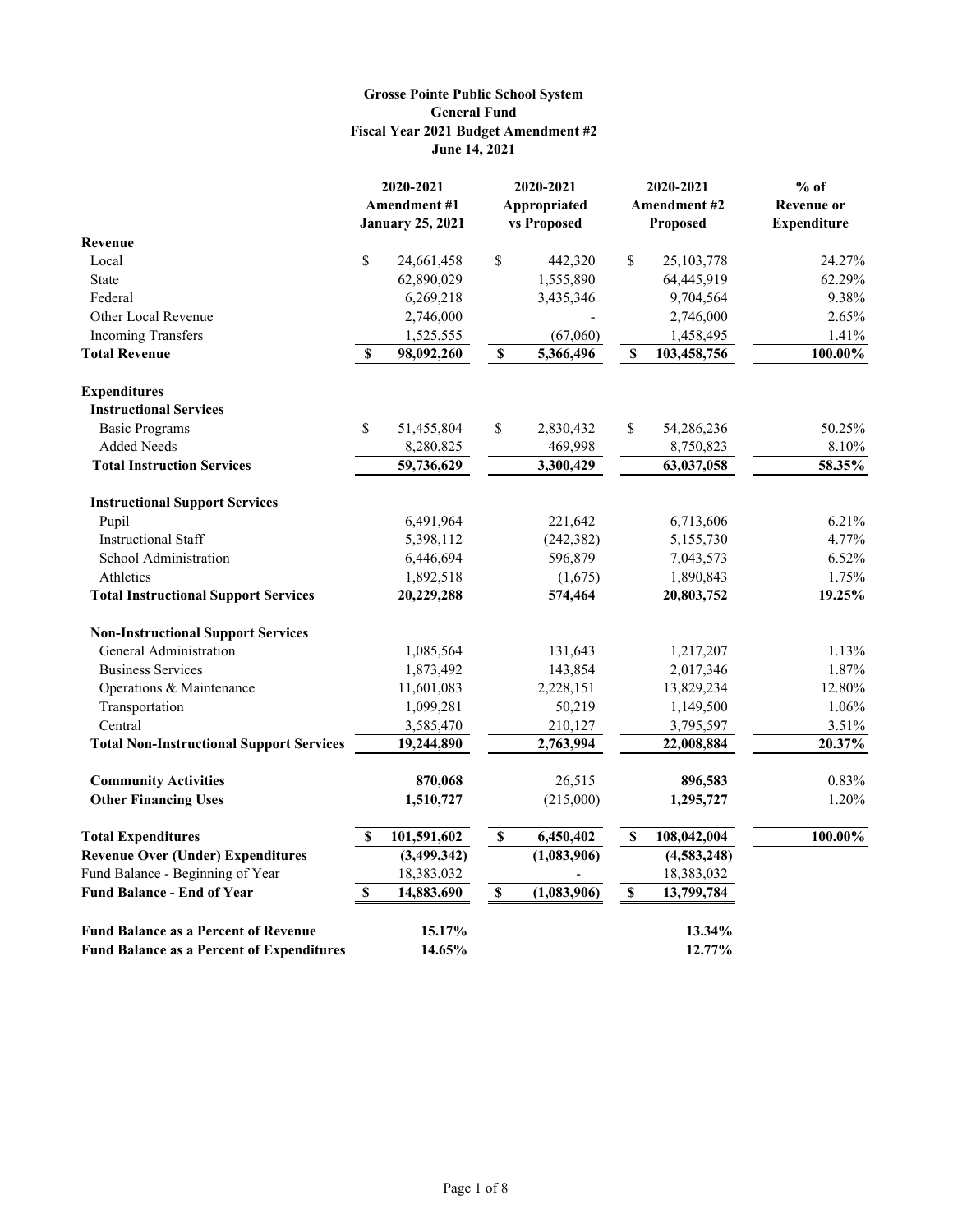**Grosse Pointe Public School System**
**General Fund**
**Fiscal Year 2021 Budget Amendment #2**
**June 14, 2021**

| | 2020-2021 Amendment #1 January 25, 2021 | 2020-2021 Appropriated vs Proposed | 2020-2021 Amendment #2 Proposed | % of Revenue or Expenditure |
|---|---|---|---|---|
| **Revenue** | | | | |
| Local | $ 24,661,458 | $ 442,320 | $ 25,103,778 | 24.27% |
| State | 62,890,029 | 1,555,890 | 64,445,919 | 62.29% |
| Federal | 6,269,218 | 3,435,346 | 9,704,564 | 9.38% |
| Other Local Revenue | 2,746,000 | - | 2,746,000 | 2.65% |
| Incoming Transfers | 1,525,555 | (67,060) | 1,458,495 | 1.41% |
| **Total Revenue** | **$ 98,092,260** | **$ 5,366,496** | **$ 103,458,756** | **100.00%** |
| | | | | |
| **Expenditures** | | | | |
| **Instructional Services** | | | | |
| Basic Programs | $ 51,455,804 | $ 2,830,432 | $ 54,286,236 | 50.25% |
| Added Needs | 8,280,825 | 469,998 | 8,750,823 | 8.10% |
| **Total Instruction Services** | **59,736,629** | **3,300,429** | **63,037,058** | **58.35%** |
| | | | | |
| **Instructional Support Services** | | | | |
| Pupil | 6,491,964 | 221,642 | 6,713,606 | 6.21% |
| Instructional Staff | 5,398,112 | (242,382) | 5,155,730 | 4.77% |
| School Administration | 6,446,694 | 596,879 | 7,043,573 | 6.52% |
| Athletics | 1,892,518 | (1,675) | 1,890,843 | 1.75% |
| **Total Instructional Support Services** | **20,229,288** | **574,464** | **20,803,752** | **19.25%** |
| | | | | |
| **Non-Instructional Support Services** | | | | |
| General Administration | 1,085,564 | 131,643 | 1,217,207 | 1.13% |
| Business Services | 1,873,492 | 143,854 | 2,017,346 | 1.87% |
| Operations & Maintenance | 11,601,083 | 2,228,151 | 13,829,234 | 12.80% |
| Transportation | 1,099,281 | 50,219 | 1,149,500 | 1.06% |
| Central | 3,585,470 | 210,127 | 3,795,597 | 3.51% |
| **Total Non-Instructional Support Services** | **19,244,890** | **2,763,994** | **22,008,884** | **20.37%** |
| | | | | |
| **Community Activities** | **870,068** | 26,515 | **896,583** | 0.83% |
| **Other Financing Uses** | **1,510,727** | (215,000) | **1,295,727** | 1.20% |
| | | | | |
| **Total Expenditures** | **$ 101,591,602** | **$ 6,450,402** | **$ 108,042,004** | **100.00%** |
| **Revenue Over (Under) Expenditures** | **(3,499,342)** | **(1,083,906)** | **(4,583,248)** | |
| Fund Balance - Beginning of Year | 18,383,032 | - | 18,383,032 | |
| **Fund Balance - End of Year** | **$ 14,883,690** | **$ (1,083,906)** | **$ 13,799,784** | |
| | | | | |
| **Fund Balance as a Percent of Revenue** | **15.17%** | | **13.34%** | |
| **Fund Balance as a Percent of Expenditures** | **14.65%** | | **12.77%** | |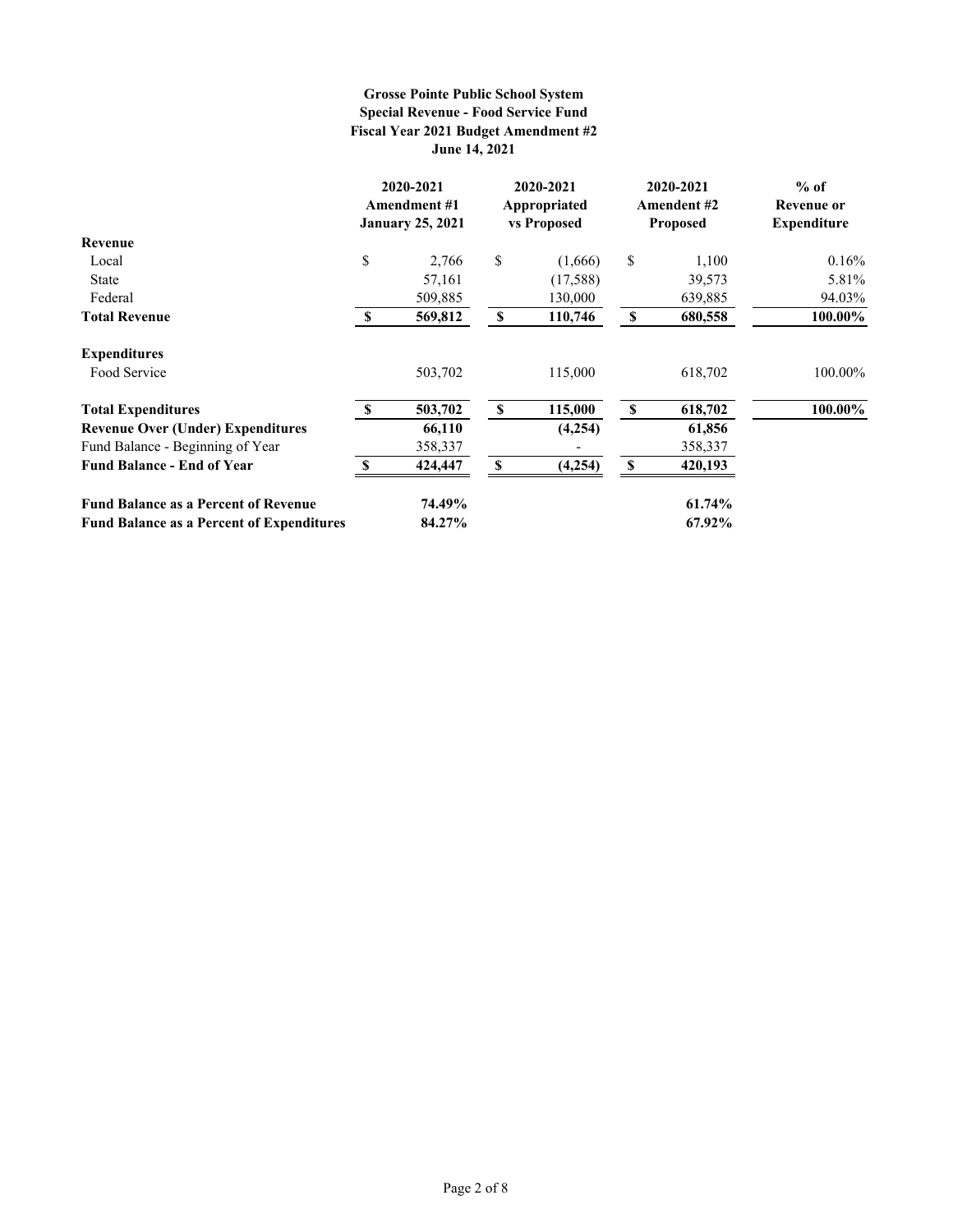**Grosse Pointe Public School System**
**Special Revenue - Food Service Fund**
**Fiscal Year 2021 Budget Amendment #2**
**June 14, 2021**

| | 2020-2021 Amendment #1 January 25, 2021 | 2020-2021 Appropriated vs Proposed | 2020-2021 Amendment #2 Proposed | % of Revenue or Expenditure |
|---|---|---|---|---|
| **Revenue** | | | | |
| Local | $ 2,766 | $ (1,666) | $ 1,100 | 0.16% |
| State | 57,161 | (17,588) | 39,573 | 5.81% |
| Federal | 509,885 | 130,000 | 639,885 | 94.03% |
| **Total Revenue** | **$ 569,812** | **$ 110,746** | **$ 680,558** | **100.00%** |
| **Expenditures** | | | | |
| Food Service | 503,702 | 115,000 | 618,702 | 100.00% |
| **Total Expenditures** | **$ 503,702** | **$ 115,000** | **$ 618,702** | **100.00%** |
| **Revenue Over (Under) Expenditures** | **66,110** | **(4,254)** | **61,856** | |
| Fund Balance - Beginning of Year | 358,337 | - | 358,337 | |
| **Fund Balance - End of Year** | **$ 424,447** | **$ (4,254)** | **$ 420,193** | |
| **Fund Balance as a Percent of Revenue** | **74.49%** | | **61.74%** | |
| **Fund Balance as a Percent of Expenditures** | **84.27%** | | **67.92%** | |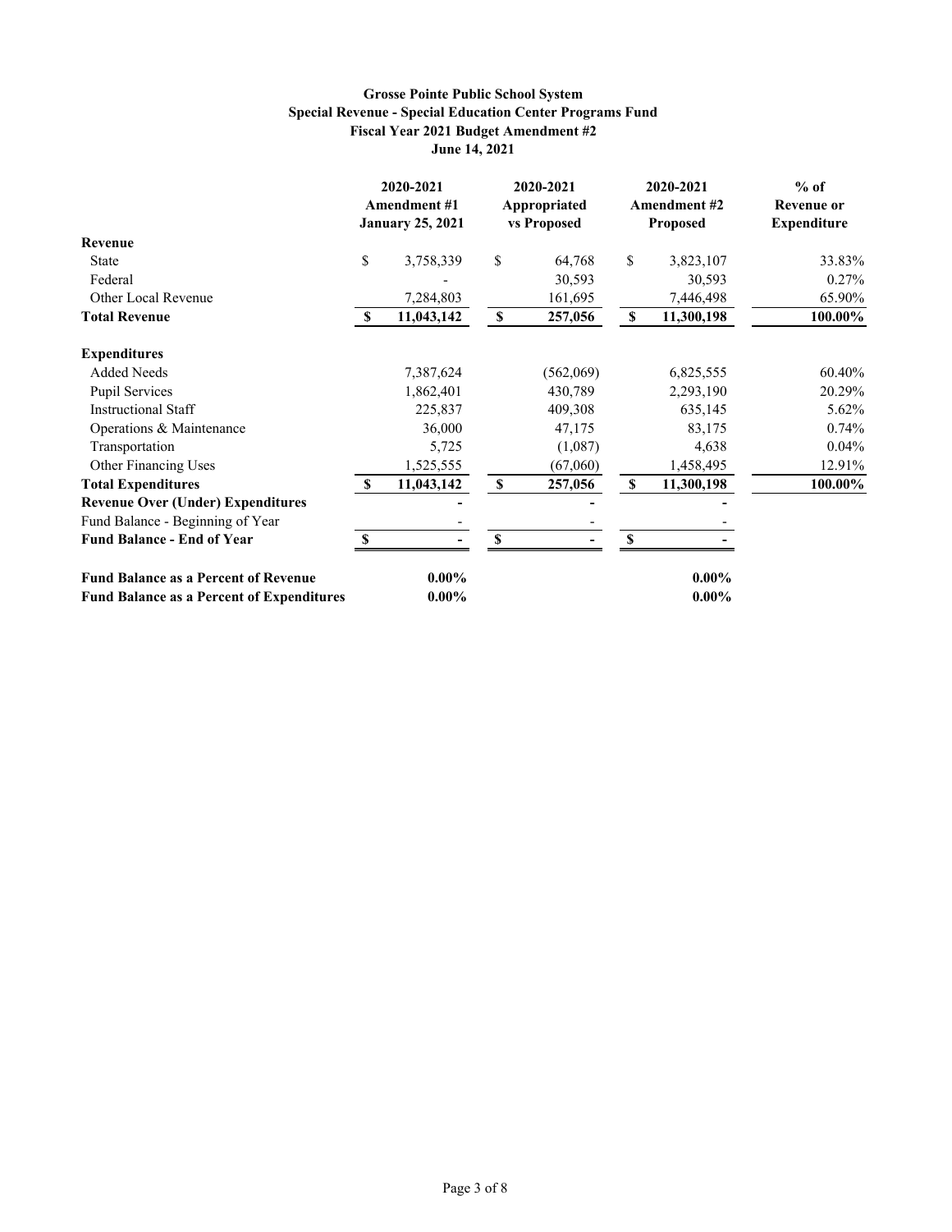**Grosse Pointe Public School System**
**Special Revenue - Special Education Center Programs Fund**
**Fiscal Year 2021 Budget Amendment #2**
**June 14, 2021**

| | 2020-2021 Amendment #1 January 25, 2021 | 2020-2021 Appropriated vs Proposed | 2020-2021 Amendment #2 Proposed | % of Revenue or Expenditure |
|---|---|---|---|---|
| **Revenue** | | | | |
| State | $ 3,758,339 | $ 64,768 | $ 3,823,107 | 33.83% |
| Federal | - | 30,593 | 30,593 | 0.27% |
| Other Local Revenue | 7,284,803 | 161,695 | 7,446,498 | 65.90% |
| **Total Revenue** | **$ 11,043,142** | **$ 257,056** | **$ 11,300,198** | **100.00%** |
| **Expenditures** | | | | |
| Added Needs | 7,387,624 | (562,069) | 6,825,555 | 60.40% |
| Pupil Services | 1,862,401 | 430,789 | 2,293,190 | 20.29% |
| Instructional Staff | 225,837 | 409,308 | 635,145 | 5.62% |
| Operations & Maintenance | 36,000 | 47,175 | 83,175 | 0.74% |
| Transportation | 5,725 | (1,087) | 4,638 | 0.04% |
| Other Financing Uses | 1,525,555 | (67,060) | 1,458,495 | 12.91% |
| **Total Expenditures** | **$ 11,043,142** | **$ 257,056** | **$ 11,300,198** | **100.00%** |
| **Revenue Over (Under) Expenditures** | - | - | - | |
| Fund Balance - Beginning of Year | - | - | - | |
| **Fund Balance - End of Year** | **$ -** | **$ -** | **$ -** | |
| **Fund Balance as a Percent of Revenue** | **0.00%** | | **0.00%** | |
| **Fund Balance as a Percent of Expenditures** | **0.00%** | | **0.00%** | |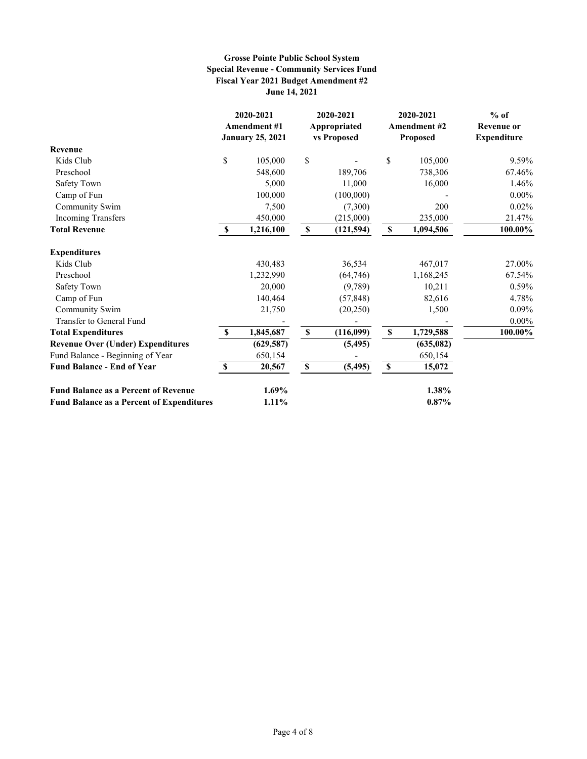**Grosse Pointe Public School System**
**Special Revenue - Community Services Fund**
**Fiscal Year 2021 Budget Amendment #2**
**June 14, 2021**

| | 2020-2021 Amendment #1 January 25, 2021 | 2020-2021 Appropriated vs Proposed | 2020-2021 Amendment #2 Proposed | % of Revenue or Expenditure |
|---|---|---|---|---|
| **Revenue** | | | | |
| Kids Club | $ 105,000 | $ - | $ 105,000 | 9.59% |
| Preschool | 548,600 | 189,706 | 738,306 | 67.46% |
| Safety Town | 5,000 | 11,000 | 16,000 | 1.46% |
| Camp of Fun | 100,000 | (100,000) | - | 0.00% |
| Community Swim | 7,500 | (7,300) | 200 | 0.02% |
| Incoming Transfers | 450,000 | (215,000) | 235,000 | 21.47% |
| **Total Revenue** | **$ 1,216,100** | **$ (121,594)** | **$ 1,094,506** | **100.00%** |
| **Expenditures** | | | | |
| Kids Club | 430,483 | 36,534 | 467,017 | 27.00% |
| Preschool | 1,232,990 | (64,746) | 1,168,245 | 67.54% |
| Safety Town | 20,000 | (9,789) | 10,211 | 0.59% |
| Camp of Fun | 140,464 | (57,848) | 82,616 | 4.78% |
| Community Swim | 21,750 | (20,250) | 1,500 | 0.09% |
| Transfer to General Fund | - | - | - | 0.00% |
| **Total Expenditures** | **$ 1,845,687** | **$ (116,099)** | **$ 1,729,588** | **100.00%** |
| **Revenue Over (Under) Expenditures** | **(629,587)** | **(5,495)** | **(635,082)** | |
| Fund Balance - Beginning of Year | 650,154 | - | 650,154 | |
| **Fund Balance - End of Year** | **$ 20,567** | **$ (5,495)** | **$ 15,072** | |
| **Fund Balance as a Percent of Revenue** | **1.69%** | | **1.38%** | |
| **Fund Balance as a Percent of Expenditures** | **1.11%** | | **0.87%** | |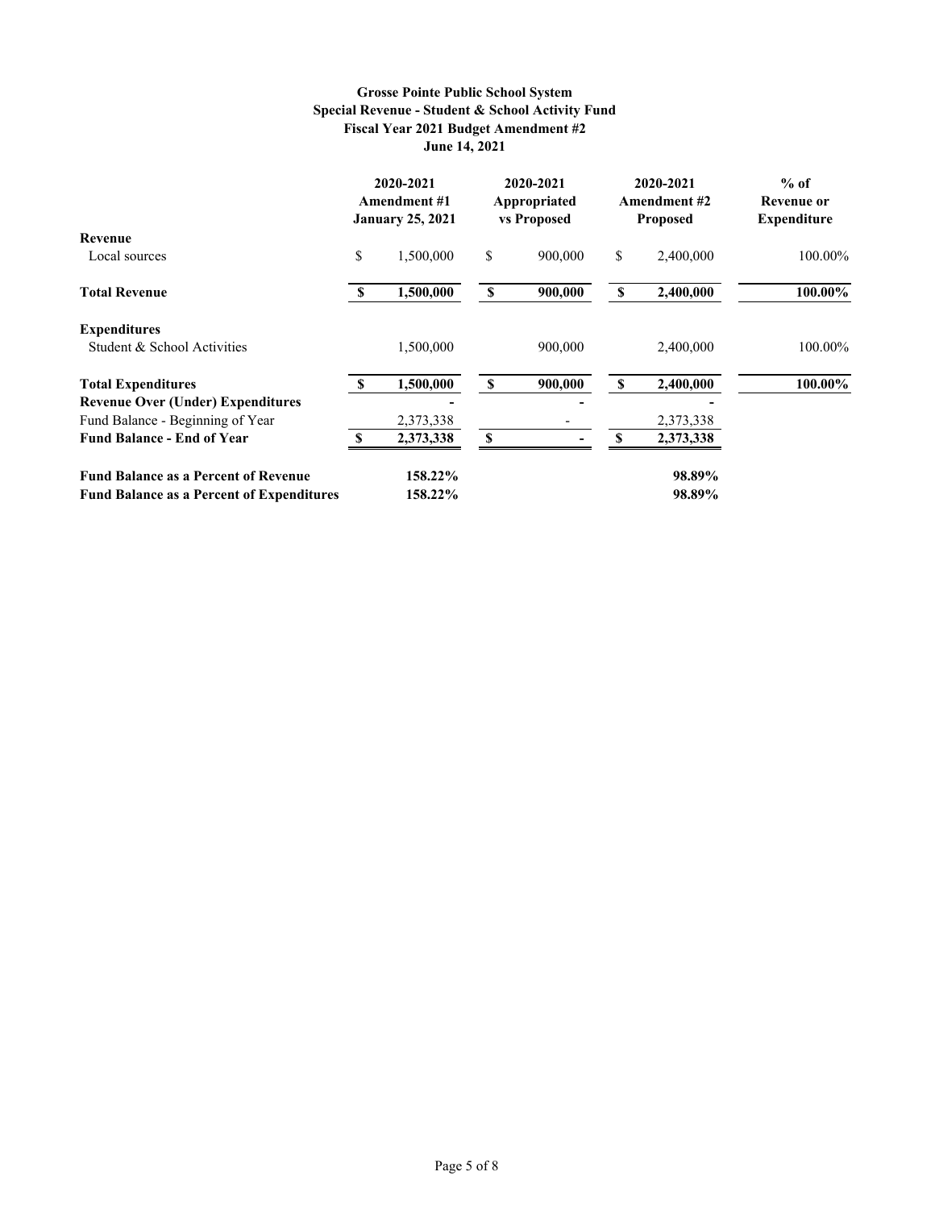**Grosse Pointe Public School System**
**Special Revenue - Student & School Activity Fund**
**Fiscal Year 2021 Budget Amendment #2**
**June 14, 2021**

| | 2020-2021 Amendment #1 January 25, 2021 | 2020-2021 Appropriated vs Proposed | 2020-2021 Amendment #2 Proposed | % of Revenue or Expenditure |
|---|---|---|---|---|
| **Revenue** | | | | |
| Local sources | $ 1,500,000 | $ 900,000 | $ 2,400,000 | 100.00% |
| **Total Revenue** | **$ 1,500,000** | **$ 900,000** | **$ 2,400,000** | **100.00%** |
| **Expenditures** | | | | |
| Student & School Activities | 1,500,000 | 900,000 | 2,400,000 | 100.00% |
| **Total Expenditures** | **$ 1,500,000** | **$ 900,000** | **$ 2,400,000** | **100.00%** |
| **Revenue Over (Under) Expenditures** | **-** | **-** | **-** | |
| Fund Balance - Beginning of Year | 2,373,338 | - | 2,373,338 | |
| **Fund Balance - End of Year** | **$ 2,373,338** | **$ -** | **$ 2,373,338** | |
| **Fund Balance as a Percent of Revenue** | **158.22%** | | **98.89%** | |
| **Fund Balance as a Percent of Expenditures** | **158.22%** | | **98.89%** | |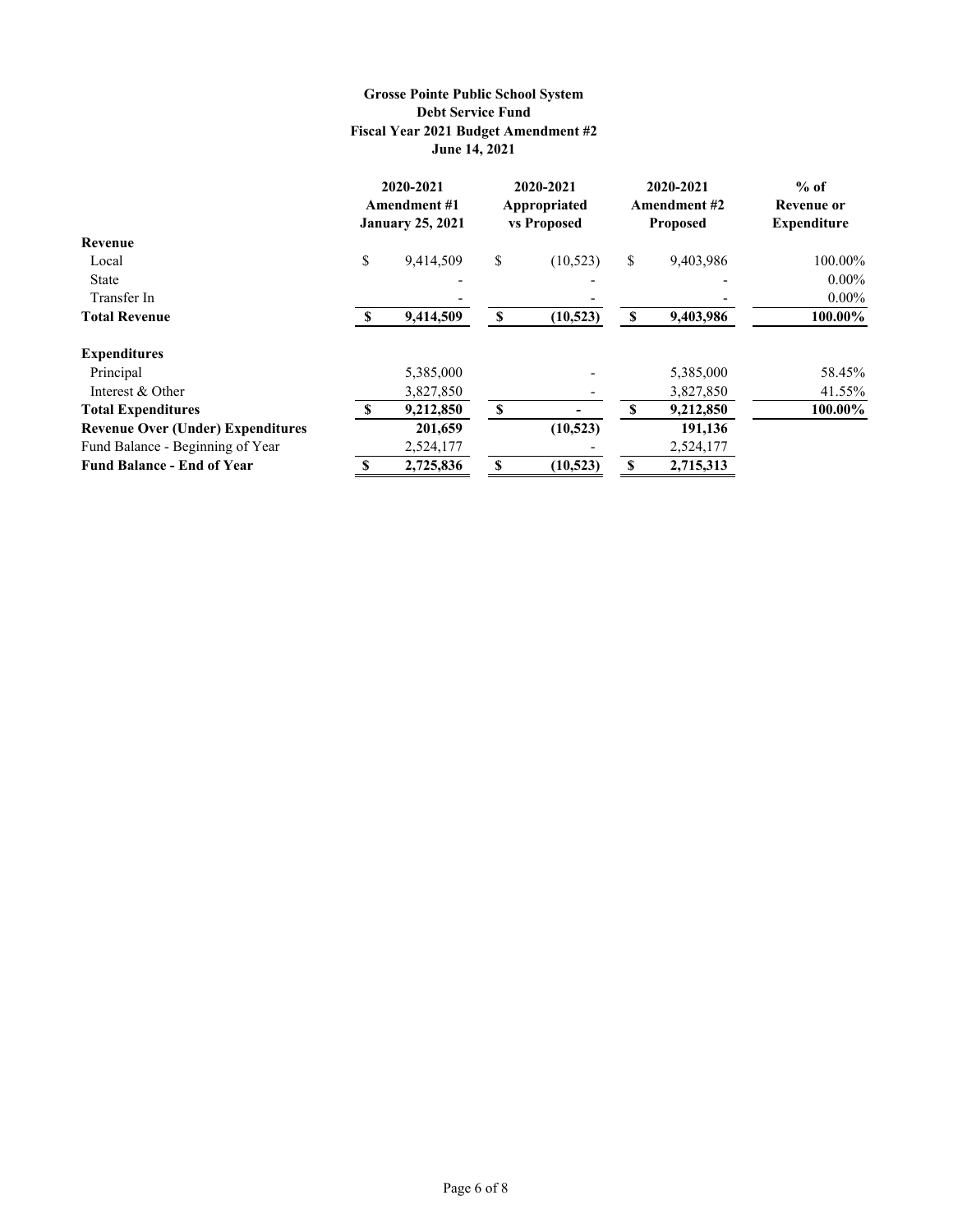**Grosse Pointe Public School System**
**Debt Service Fund**
**Fiscal Year 2021 Budget Amendment #2**
**June 14, 2021**

| | 2020-2021 Amendment #1 January 25, 2021 | 2020-2021 Appropriated vs Proposed | 2020-2021 Amendment #2 Proposed | % of Revenue or Expenditure |
|---|---|---|---|---|
| **Revenue** | | | | |
| Local | $ 9,414,509 | $ (10,523) | $ 9,403,986 | 100.00% |
| State | - | - | - | 0.00% |
| Transfer In | - | - | - | 0.00% |
| **Total Revenue** | **$ 9,414,509** | **$ (10,523)** | **$ 9,403,986** | **100.00%** |
| **Expenditures** | | | | |
| Principal | 5,385,000 | - | 5,385,000 | 58.45% |
| Interest & Other | 3,827,850 | - | 3,827,850 | 41.55% |
| **Total Expenditures** | **$ 9,212,850** | **$ -** | **$ 9,212,850** | **100.00%** |
| **Revenue Over (Under) Expenditures** | **201,659** | **(10,523)** | **191,136** | |
| Fund Balance - Beginning of Year | 2,524,177 | - | 2,524,177 | |
| **Fund Balance - End of Year** | **$ 2,725,836** | **$ (10,523)** | **$ 2,715,313** | |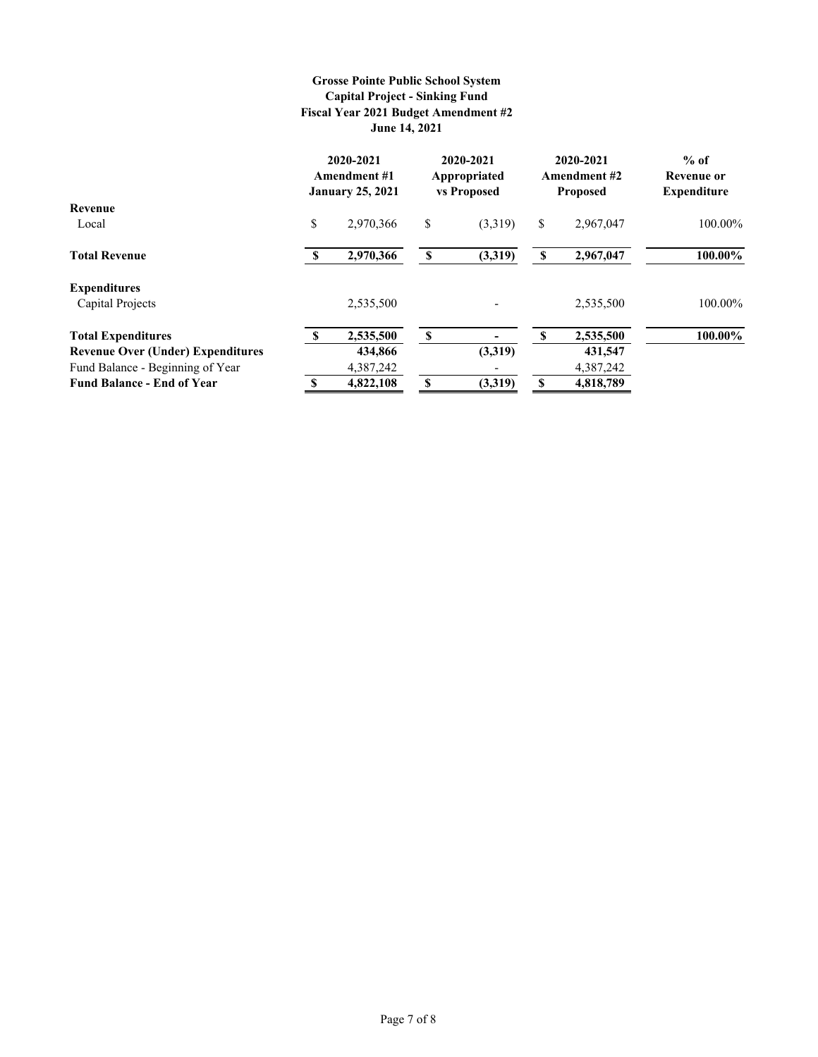**Grosse Pointe Public School System**
**Capital Project - Sinking Fund**
**Fiscal Year 2021 Budget Amendment #2**
**June 14, 2021**

| | 2020-2021 Amendment #1 January 25, 2021 | 2020-2021 Appropriated vs Proposed | 2020-2021 Amendment #2 Proposed | % of Revenue or Expenditure |
|---|---|---|---|---|
| **Revenue** | | | | |
| Local | $ 2,970,366 | $ (3,319) | $ 2,967,047 | 100.00% |
| **Total Revenue** | **$ 2,970,366** | **$ (3,319)** | **$ 2,967,047** | **100.00%** |
| **Expenditures** | | | | |
| Capital Projects | 2,535,500 | - | 2,535,500 | 100.00% |
| **Total Expenditures** | **$ 2,535,500** | **$ -** | **$ 2,535,500** | **100.00%** |
| **Revenue Over (Under) Expenditures** | **434,866** | **(3,319)** | **431,547** | |
| Fund Balance - Beginning of Year | 4,387,242 | - | 4,387,242 | |
| **Fund Balance - End of Year** | **$ 4,822,108** | **$ (3,319)** | **$ 4,818,789** | |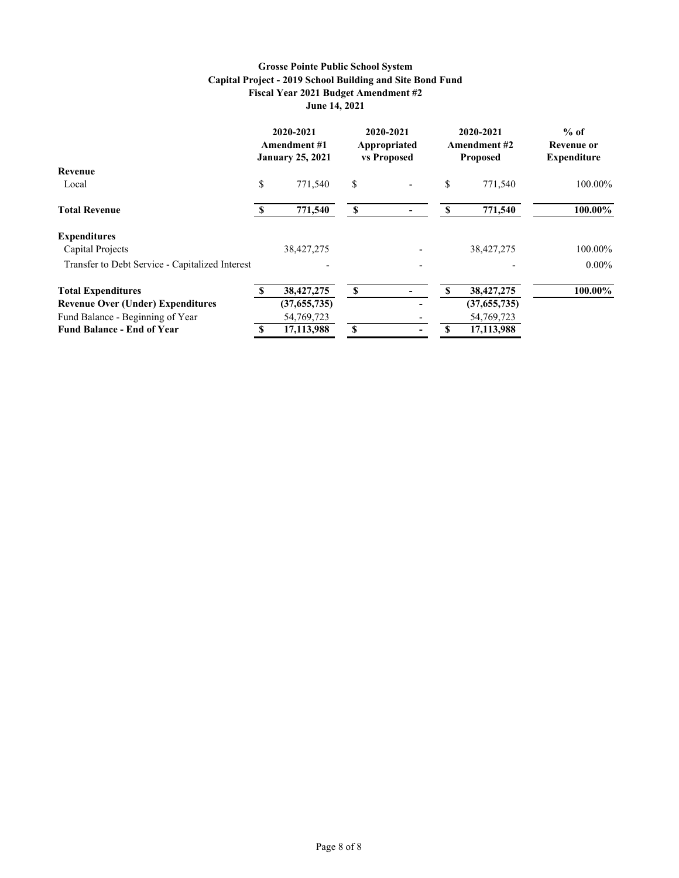**Grosse Pointe Public School System**
**Capital Project - 2019 School Building and Site Bond Fund**
**Fiscal Year 2021 Budget Amendment #2**
**June 14, 2021**

| | 2020-2021 Amendment #1 January 25, 2021 | 2020-2021 Appropriated vs Proposed | 2020-2021 Amendment #2 Proposed | % of Revenue or Expenditure |
|---|---|---|---|---|
| **Revenue** | | | | |
| Local | $ 771,540 | $ - | $ 771,540 | 100.00% |
| **Total Revenue** | **$ 771,540** | **$ -** | **$ 771,540** | **100.00%** |
| **Expenditures** | | | | |
| Capital Projects | 38,427,275 | - | 38,427,275 | 100.00% |
| Transfer to Debt Service - Capitalized Interest | - | - | - | 0.00% |
| **Total Expenditures** | **$ 38,427,275** | **$ -** | **$ 38,427,275** | **100.00%** |
| **Revenue Over (Under) Expenditures** | **(37,655,735)** | **-** | **(37,655,735)** | |
| Fund Balance - Beginning of Year | 54,769,723 | - | 54,769,723 | |
| **Fund Balance - End of Year** | **$ 17,113,988** | **$ -** | **$ 17,113,988** | |